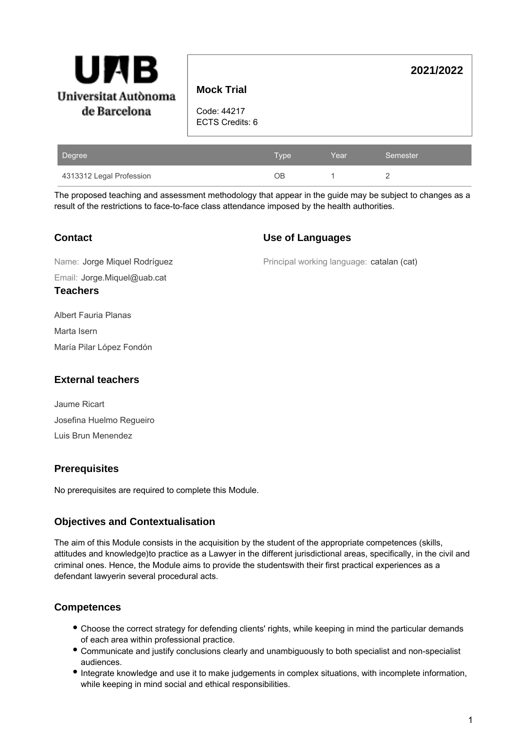Universitat Autònoma de Barcelona

# Mock Trial

**2021/2022**

Code: 44217
ECTS Credits: 6

| Degree | Type | Year | Semester |
|---|---|---|---|
| 4313312 Legal Profession | OB | 1 | 2 |

The proposed teaching and assessment methodology that appear in the guide may be subject to changes as a result of the restrictions to face-to-face class attendance imposed by the health authorities.

## Contact

Name: Jorge Miquel Rodríguez

Email: Jorge.Miquel@uab.cat

## Use of Languages

Principal working language: catalan (cat)

## Teachers

Albert Fauria Planas

Marta Isern

María Pilar López Fondón

## External teachers

Jaume Ricart

Josefina Huelmo Regueiro

Luis Brun Menendez

## Prerequisites

No prerequisites are required to complete this Module.

## Objectives and Contextualisation

The aim of this Module consists in the acquisition by the student of the appropriate competences (skills, attitudes and knowledge)to practice as a Lawyer in the different jurisdictional areas, specifically, in the civil and criminal ones. Hence, the Module aims to provide the studentswith their first practical experiences as a defendant lawyerin several procedural acts.

## Competences

- Choose the correct strategy for defending clients' rights, while keeping in mind the particular demands of each area within professional practice.
- Communicate and justify conclusions clearly and unambiguously to both specialist and non-specialist audiences.
- Integrate knowledge and use it to make judgements in complex situations, with incomplete information, while keeping in mind social and ethical responsibilities.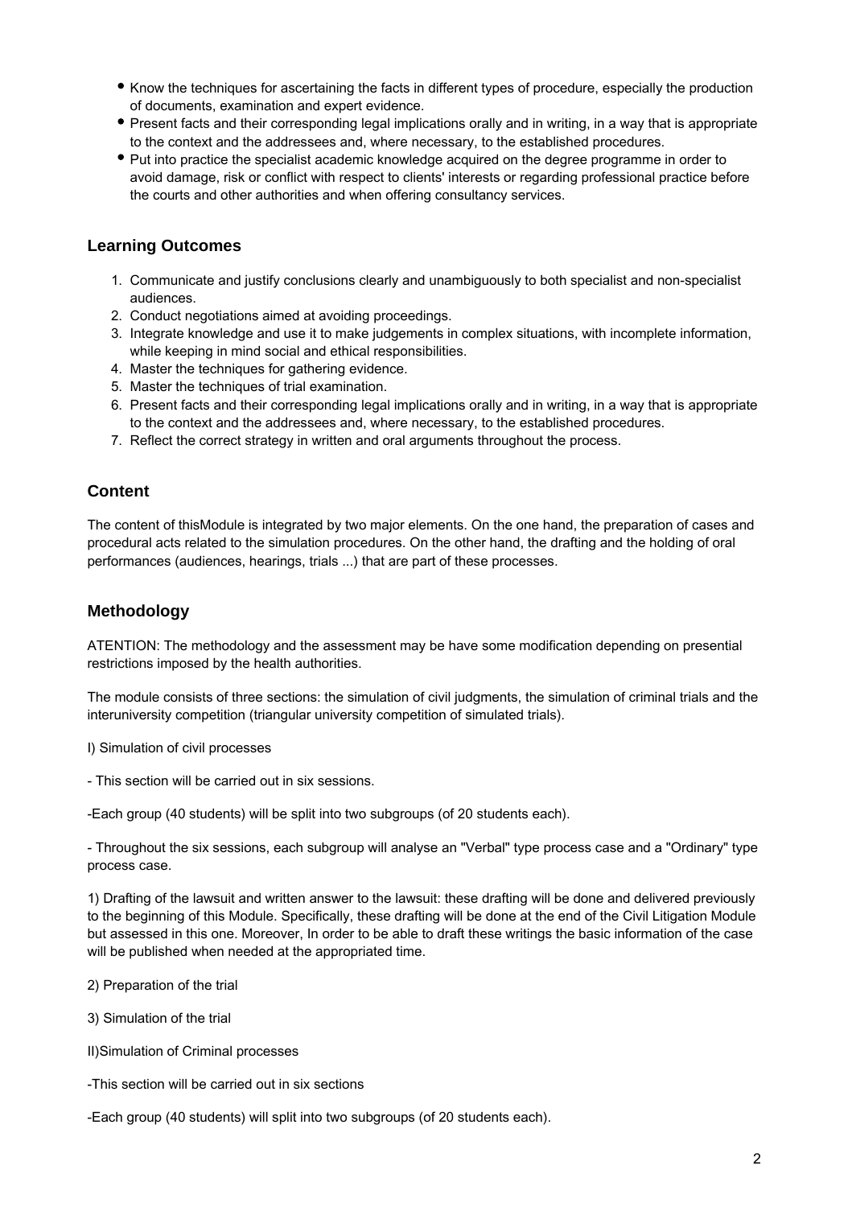- Know the techniques for ascertaining the facts in different types of procedure, especially the production of documents, examination and expert evidence.
- Present facts and their corresponding legal implications orally and in writing, in a way that is appropriate to the context and the addressees and, where necessary, to the established procedures.
- Put into practice the specialist academic knowledge acquired on the degree programme in order to avoid damage, risk or conflict with respect to clients' interests or regarding professional practice before the courts and other authorities and when offering consultancy services.

## Learning Outcomes

1. Communicate and justify conclusions clearly and unambiguously to both specialist and non-specialist audiences.
2. Conduct negotiations aimed at avoiding proceedings.
3. Integrate knowledge and use it to make judgements in complex situations, with incomplete information, while keeping in mind social and ethical responsibilities.
4. Master the techniques for gathering evidence.
5. Master the techniques of trial examination.
6. Present facts and their corresponding legal implications orally and in writing, in a way that is appropriate to the context and the addressees and, where necessary, to the established procedures.
7. Reflect the correct strategy in written and oral arguments throughout the process.

## Content

The content of thisModule is integrated by two major elements. On the one hand, the preparation of cases and procedural acts related to the simulation procedures. On the other hand, the drafting and the holding of oral performances (audiences, hearings, trials ...) that are part of these processes.

## Methodology

ATTENTION: The methodology and the assessment may be have some modification depending on presential restrictions imposed by the health authorities.

The module consists of three sections: the simulation of civil judgments, the simulation of criminal trials and the interuniversity competition (triangular university competition of simulated trials).

I) Simulation of civil processes

- This section will be carried out in six sessions.

-Each group (40 students) will be split into two subgroups (of 20 students each).

- Throughout the six sessions, each subgroup will analyse an "Verbal" type process case and a "Ordinary" type process case.

1) Drafting of the lawsuit and written answer to the lawsuit: these drafting will be done and delivered previously to the beginning of this Module. Specifically, these drafting will be done at the end of the Civil Litigation Module but assessed in this one. Moreover, In order to be able to draft these writings the basic information of the case will be published when needed at the appropriated time.

2) Preparation of the trial

3) Simulation of the trial

II)Simulation of Criminal processes

-This section will be carried out in six sections

-Each group (40 students) will split into two subgroups (of 20 students each).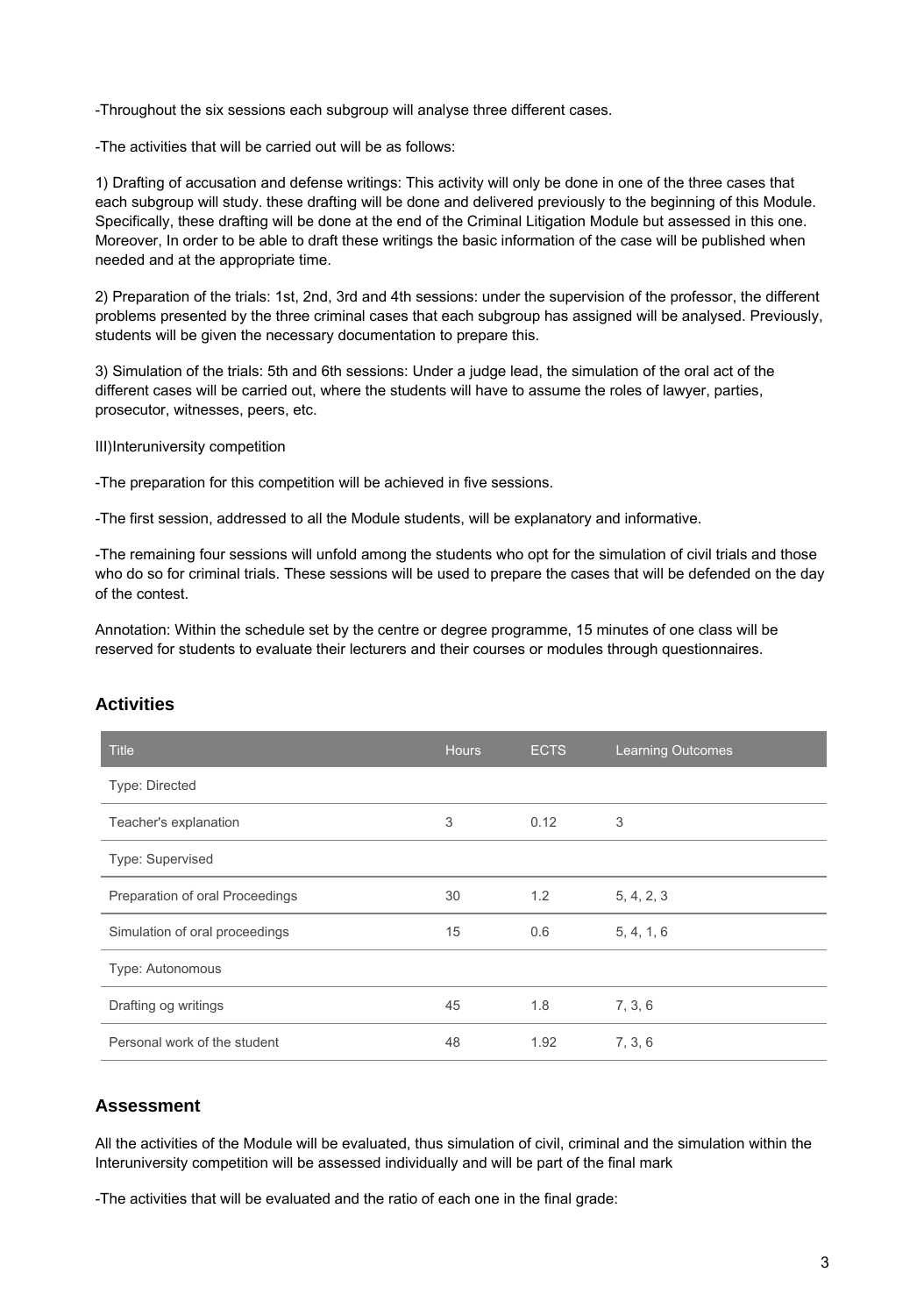-Throughout the six sessions each subgroup will analyse three different cases.

-The activities that will be carried out will be as follows:

1) Drafting of accusation and defense writings: This activity will only be done in one of the three cases that each subgroup will study. these drafting will be done and delivered previously to the beginning of this Module. Specifically, these drafting will be done at the end of the Criminal Litigation Module but assessed in this one. Moreover, In order to be able to draft these writings the basic information of the case will be published when needed and at the appropriate time.

2) Preparation of the trials: 1st, 2nd, 3rd and 4th sessions: under the supervision of the professor, the different problems presented by the three criminal cases that each subgroup has assigned will be analysed. Previously, students will be given the necessary documentation to prepare this.

3) Simulation of the trials: 5th and 6th sessions: Under a judge lead, the simulation of the oral act of the different cases will be carried out, where the students will have to assume the roles of lawyer, parties, prosecutor, witnesses, peers, etc.

III)Interuniversity competition

-The preparation for this competition will be achieved in five sessions.

-The first session, addressed to all the Module students, will be explanatory and informative.

-The remaining four sessions will unfold among the students who opt for the simulation of civil trials and those who do so for criminal trials. These sessions will be used to prepare the cases that will be defended on the day of the contest.

Annotation: Within the schedule set by the centre or degree programme, 15 minutes of one class will be reserved for students to evaluate their lecturers and their courses or modules through questionnaires.

## Activities

| Title | Hours | ECTS | Learning Outcomes |
|---|---|---|---|
| Type: Directed | | | |
| Teacher's explanation | 3 | 0.12 | 3 |
| Type: Supervised | | | |
| Preparation of oral Proceedings | 30 | 1.2 | 5, 4, 2, 3 |
| Simulation of oral proceedings | 15 | 0.6 | 5, 4, 1, 6 |
| Type: Autonomous | | | |
| Drafting og writings | 45 | 1.8 | 7, 3, 6 |
| Personal work of the student | 48 | 1.92 | 7, 3, 6 |

## Assessment

All the activities of the Module will be evaluated, thus simulation of civil, criminal and the simulation within the Interuniversity competition will be assessed individually and will be part of the final mark

-The activities that will be evaluated and the ratio of each one in the final grade: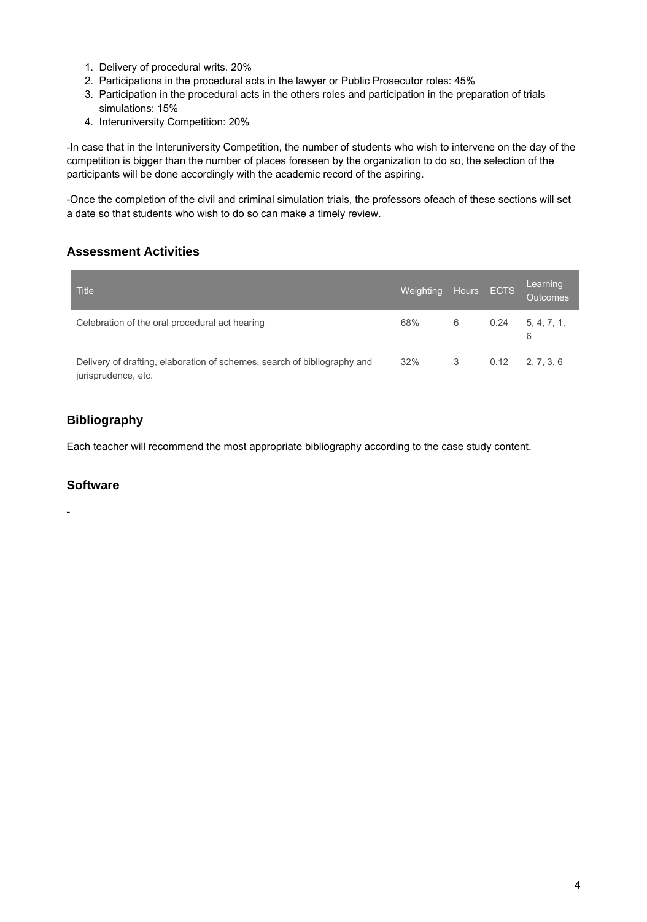1. Delivery of procedural writs. 20%
2. Participations in the procedural acts in the lawyer or Public Prosecutor roles: 45%
3. Participation in the procedural acts in the others roles and participation in the preparation of trials simulations: 15%
4. Interuniversity Competition: 20%

-In case that in the Interuniversity Competition, the number of students who wish to intervene on the day of the competition is bigger than the number of places foreseen by the organization to do so, the selection of the participants will be done accordingly with the academic record of the aspiring.

-Once the completion of the civil and criminal simulation trials, the professors ofeach of these sections will set a date so that students who wish to do so can make a timely review.

## Assessment Activities

| Title | Weighting | Hours | ECTS | Learning Outcomes |
|---|---|---|---|---|
| Celebration of the oral procedural act hearing | 68% | 6 | 0.24 | 5, 4, 7, 1, 6 |
| Delivery of drafting, elaboration of schemes, search of bibliography and jurisprudence, etc. | 32% | 3 | 0.12 | 2, 7, 3, 6 |

## Bibliography

Each teacher will recommend the most appropriate bibliography according to the case study content.

## Software

-